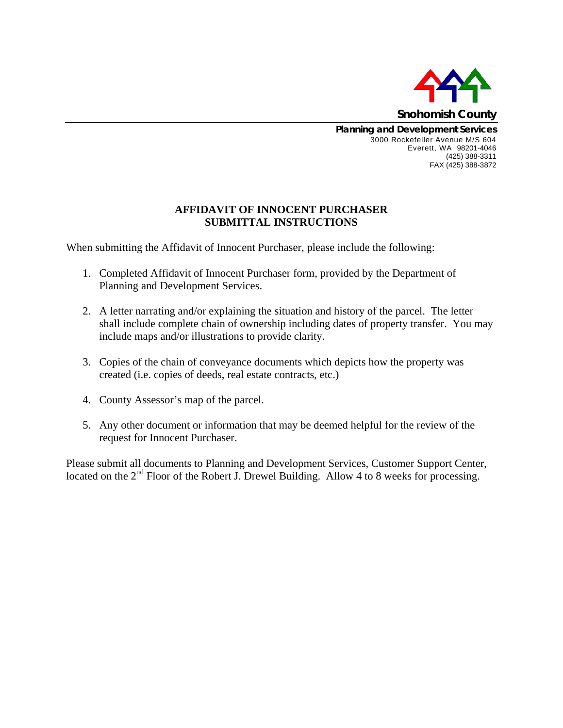**Snohomish County**

**Planning and Development Services**
3000 Rockefeller Avenue M/S 604
Everett, WA 98201-4046
(425) 388-3311
FAX (425) 388-3872

# AFFIDAVIT OF INNOCENT PURCHASER SUBMITTAL INSTRUCTIONS

When submitting the Affidavit of Innocent Purchaser, please include the following:

1. Completed Affidavit of Innocent Purchaser form, provided by the Department of Planning and Development Services.

2. A letter narrating and/or explaining the situation and history of the parcel. The letter shall include complete chain of ownership including dates of property transfer. You may include maps and/or illustrations to provide clarity.

3. Copies of the chain of conveyance documents which depicts how the property was created (i.e. copies of deeds, real estate contracts, etc.)

4. County Assessor's map of the parcel.

5. Any other document or information that may be deemed helpful for the review of the request for Innocent Purchaser.

Please submit all documents to Planning and Development Services, Customer Support Center, located on the 2nd Floor of the Robert J. Drewel Building. Allow 4 to 8 weeks for processing.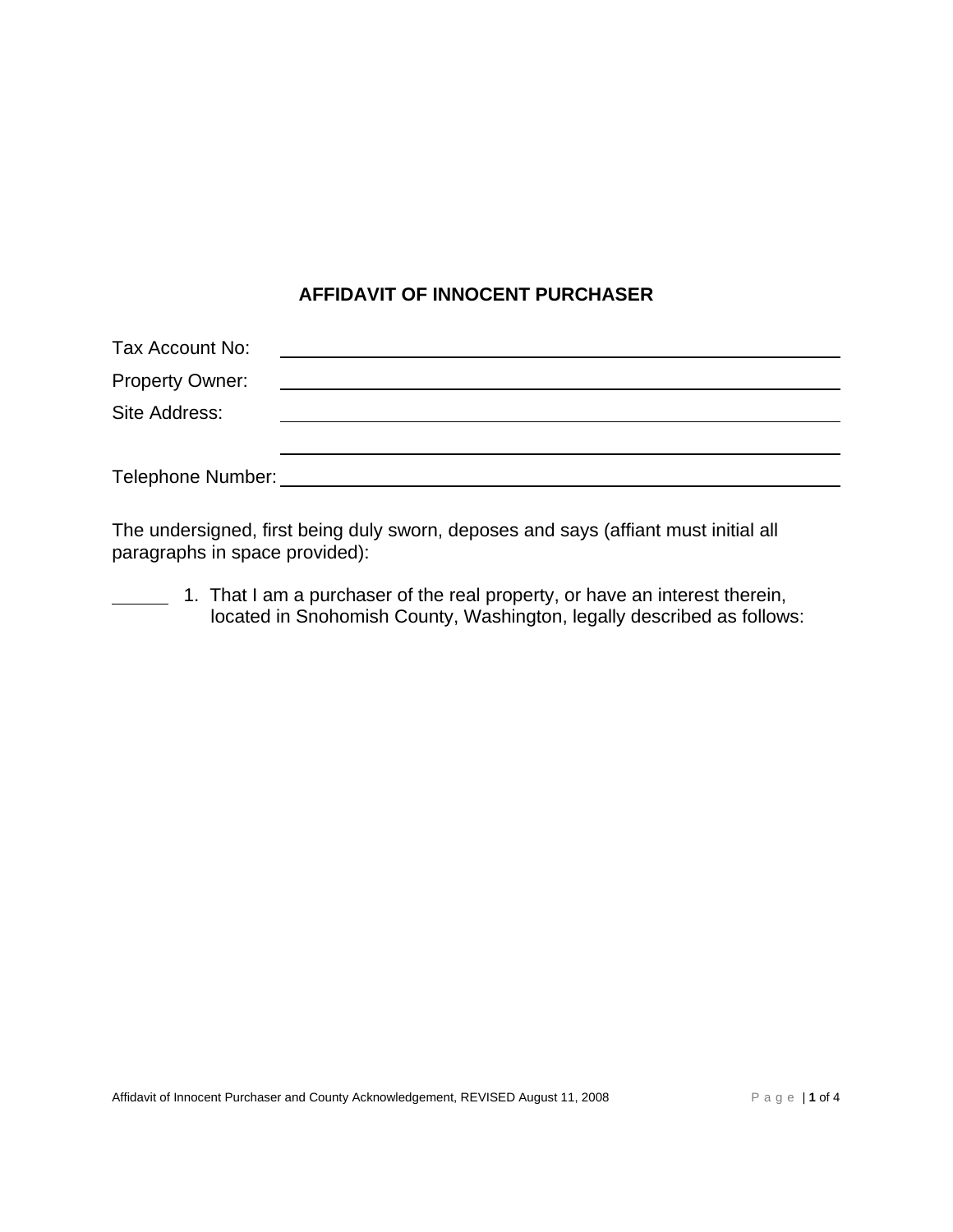## AFFIDAVIT OF INNOCENT PURCHASER

Tax Account No: \_\_\_\_\_\_\_\_\_\_\_\_\_\_\_\_\_\_\_\_\_\_\_\_\_\_\_\_\_\_\_\_\_\_\_\_\_\_\_\_

Property Owner: \_\_\_\_\_\_\_\_\_\_\_\_\_\_\_\_\_\_\_\_\_\_\_\_\_\_\_\_\_\_\_\_\_\_\_\_\_\_\_\_

Site Address: \_\_\_\_\_\_\_\_\_\_\_\_\_\_\_\_\_\_\_\_\_\_\_\_\_\_\_\_\_\_\_\_\_\_\_\_\_\_\_\_

\_\_\_\_\_\_\_\_\_\_\_\_\_\_\_\_\_\_\_\_\_\_\_\_\_\_\_\_\_\_\_\_\_\_\_\_\_\_\_\_

Telephone Number: \_\_\_\_\_\_\_\_\_\_\_\_\_\_\_\_\_\_\_\_\_\_\_\_\_\_\_\_\_\_\_\_\_\_\_\_\_\_\_\_

The undersigned, first being duly sworn, deposes and says (affiant must initial all paragraphs in space provided):

\_\_\_\_\_\_ 1. That I am a purchaser of the real property, or have an interest therein, located in Snohomish County, Washington, legally described as follows: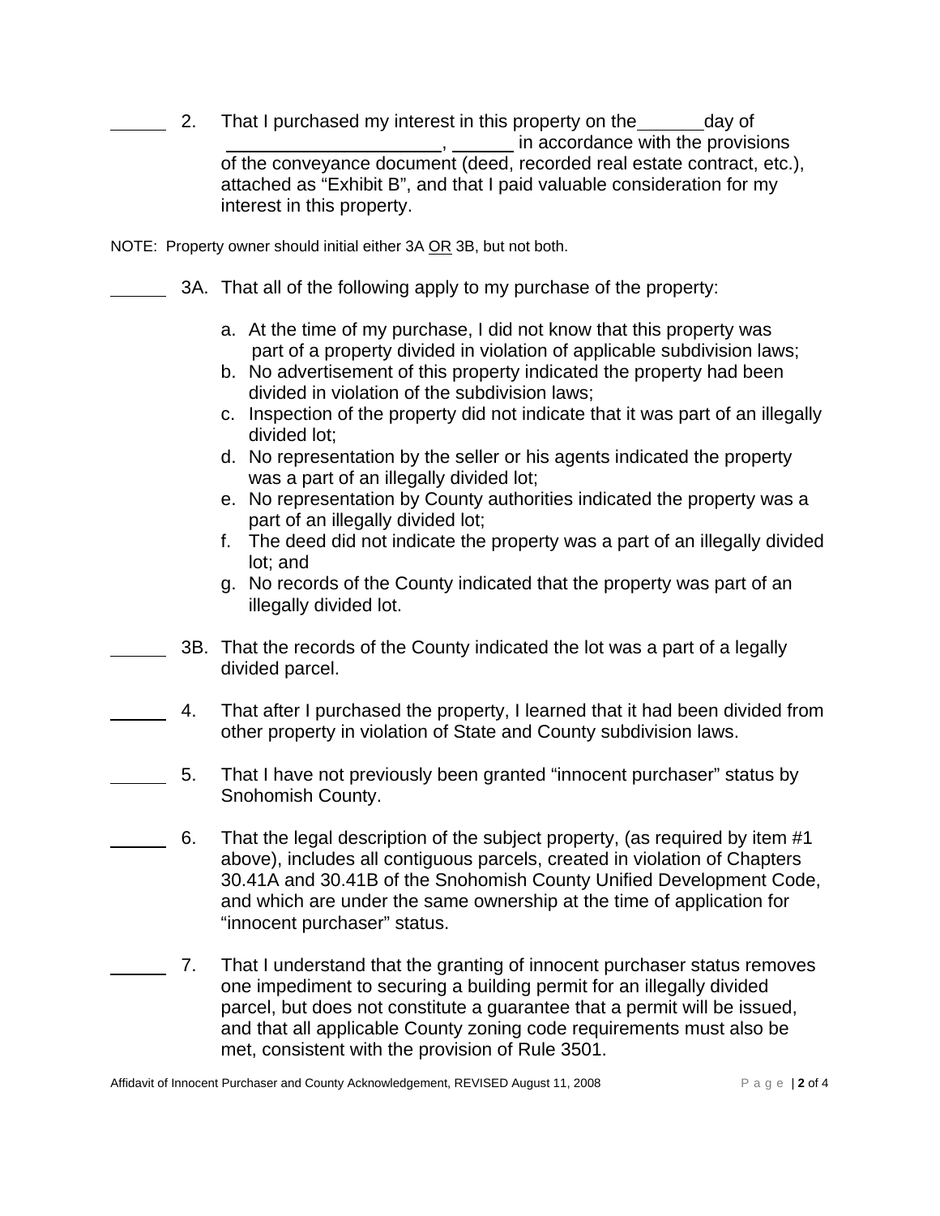______ 2. That I purchased my interest in this property on the ______ day of ____________________, ______ in accordance with the provisions of the conveyance document (deed, recorded real estate contract, etc.), attached as "Exhibit B", and that I paid valuable consideration for my interest in this property.

NOTE: Property owner should initial either 3A <u>OR</u> 3B, but not both.

______ 3A. That all of the following apply to my purchase of the property:

a. At the time of my purchase, I did not know that this property was part of a property divided in violation of applicable subdivision laws;
b. No advertisement of this property indicated the property had been divided in violation of the subdivision laws;
c. Inspection of the property did not indicate that it was part of an illegally divided lot;
d. No representation by the seller or his agents indicated the property was a part of an illegally divided lot;
e. No representation by County authorities indicated the property was a part of an illegally divided lot;
f. The deed did not indicate the property was a part of an illegally divided lot; and
g. No records of the County indicated that the property was part of an illegally divided lot.

______ 3B. That the records of the County indicated the lot was a part of a legally divided parcel.

______ 4. That after I purchased the property, I learned that it had been divided from other property in violation of State and County subdivision laws.

______ 5. That I have not previously been granted "innocent purchaser" status by Snohomish County.

______ 6. That the legal description of the subject property, (as required by item #1 above), includes all contiguous parcels, created in violation of Chapters 30.41A and 30.41B of the Snohomish County Unified Development Code, and which are under the same ownership at the time of application for "innocent purchaser" status.

______ 7. That I understand that the granting of innocent purchaser status removes one impediment to securing a building permit for an illegally divided parcel, but does not constitute a guarantee that a permit will be issued, and that all applicable County zoning code requirements must also be met, consistent with the provision of Rule 3501.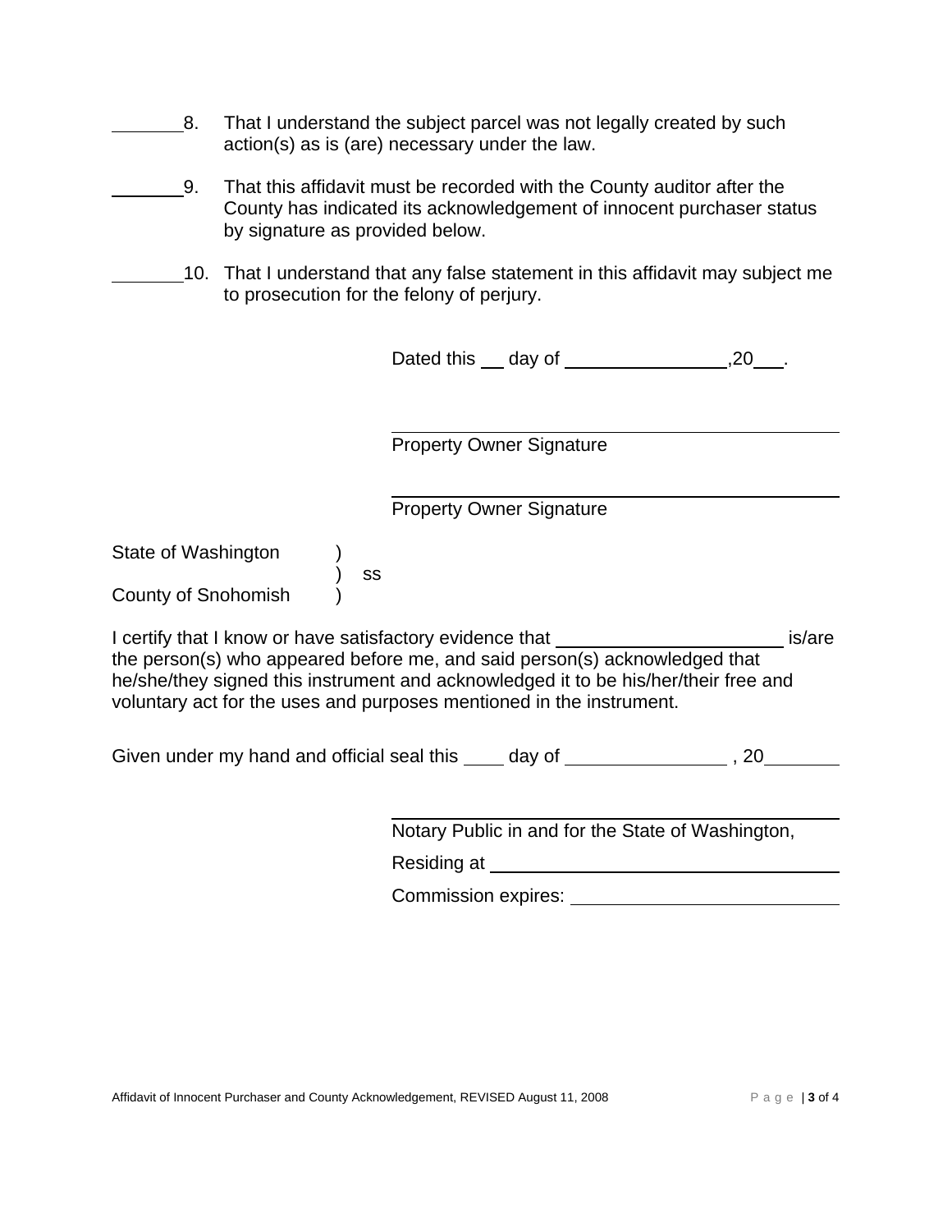\_\_\_\_\_\_\_\_ 8. That I understand the subject parcel was not legally created by such action(s) as is (are) necessary under the law.

\_\_\_\_\_\_\_\_ 9. That this affidavit must be recorded with the County auditor after the County has indicated its acknowledgement of innocent purchaser status by signature as provided below.

\_\_\_\_\_\_\_\_ 10. That I understand that any false statement in this affidavit may subject me to prosecution for the felony of perjury.

Dated this \_\_\_ day of \_\_\_\_\_\_\_\_\_\_\_\_\_\_\_\_,20\_\_\_.

\_\_\_\_\_\_\_\_\_\_\_\_\_\_\_\_\_\_\_\_\_\_\_\_\_\_\_\_\_\_\_\_\_\_\_\_
Property Owner Signature

\_\_\_\_\_\_\_\_\_\_\_\_\_\_\_\_\_\_\_\_\_\_\_\_\_\_\_\_\_\_\_\_\_\_\_\_
Property Owner Signature

State of Washington )
) ss
County of Snohomish )

I certify that I know or have satisfactory evidence that \_\_\_\_\_\_\_\_\_\_\_\_\_\_\_\_\_\_\_\_\_\_ is/are the person(s) who appeared before me, and said person(s) acknowledged that he/she/they signed this instrument and acknowledged it to be his/her/their free and voluntary act for the uses and purposes mentioned in the instrument.

Given under my hand and official seal this \_\_\_\_ day of \_\_\_\_\_\_\_\_\_\_\_\_\_\_\_\_ , 20\_\_\_\_\_\_\_\_

\_\_\_\_\_\_\_\_\_\_\_\_\_\_\_\_\_\_\_\_\_\_\_\_\_\_\_\_\_\_\_\_\_\_\_\_
Notary Public in and for the State of Washington,

Residing at \_\_\_\_\_\_\_\_\_\_\_\_\_\_\_\_\_\_\_\_\_\_\_\_\_\_\_\_

Commission expires: \_\_\_\_\_\_\_\_\_\_\_\_\_\_\_\_\_\_\_\_\_\_\_\_

Affidavit of Innocent Purchaser and County Acknowledgement, REVISED August 11, 2008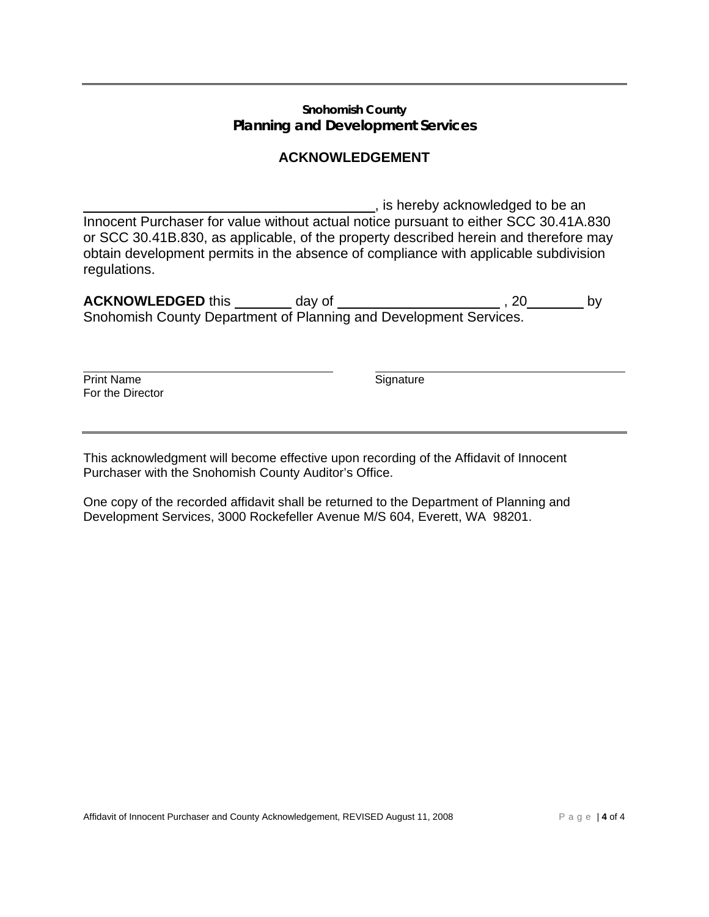---

**Snohomish County**
***Planning and Development Services***

## ACKNOWLEDGEMENT

\_\_\_\_\_\_\_\_\_\_\_\_\_\_\_\_\_\_\_\_\_\_\_\_\_\_\_\_\_\_\_\_\_\_\_\_, is hereby acknowledged to be an Innocent Purchaser for value without actual notice pursuant to either SCC 30.41A.830 or SCC 30.41B.830, as applicable, of the property described herein and therefore may obtain development permits in the absence of compliance with applicable subdivision regulations.

**ACKNOWLEDGED** this \_\_\_\_\_\_\_ day of \_\_\_\_\_\_\_\_\_\_\_\_\_\_\_\_\_\_\_\_ , 20\_\_\_\_\_\_\_ by Snohomish County Department of Planning and Development Services.

| | |
|---|---|
| \_\_\_\_\_\_\_\_\_\_\_\_\_\_\_\_\_\_\_\_\_\_\_\_\_\_\_\_\_\_ | \_\_\_\_\_\_\_\_\_\_\_\_\_\_\_\_\_\_\_\_\_\_\_\_\_\_\_\_\_\_ |
| Print Name<br>For the Director | Signature |

---

This acknowledgment will become effective upon recording of the Affidavit of Innocent Purchaser with the Snohomish County Auditor's Office.

One copy of the recorded affidavit shall be returned to the Department of Planning and Development Services, 3000 Rockefeller Avenue M/S 604, Everett, WA 98201.